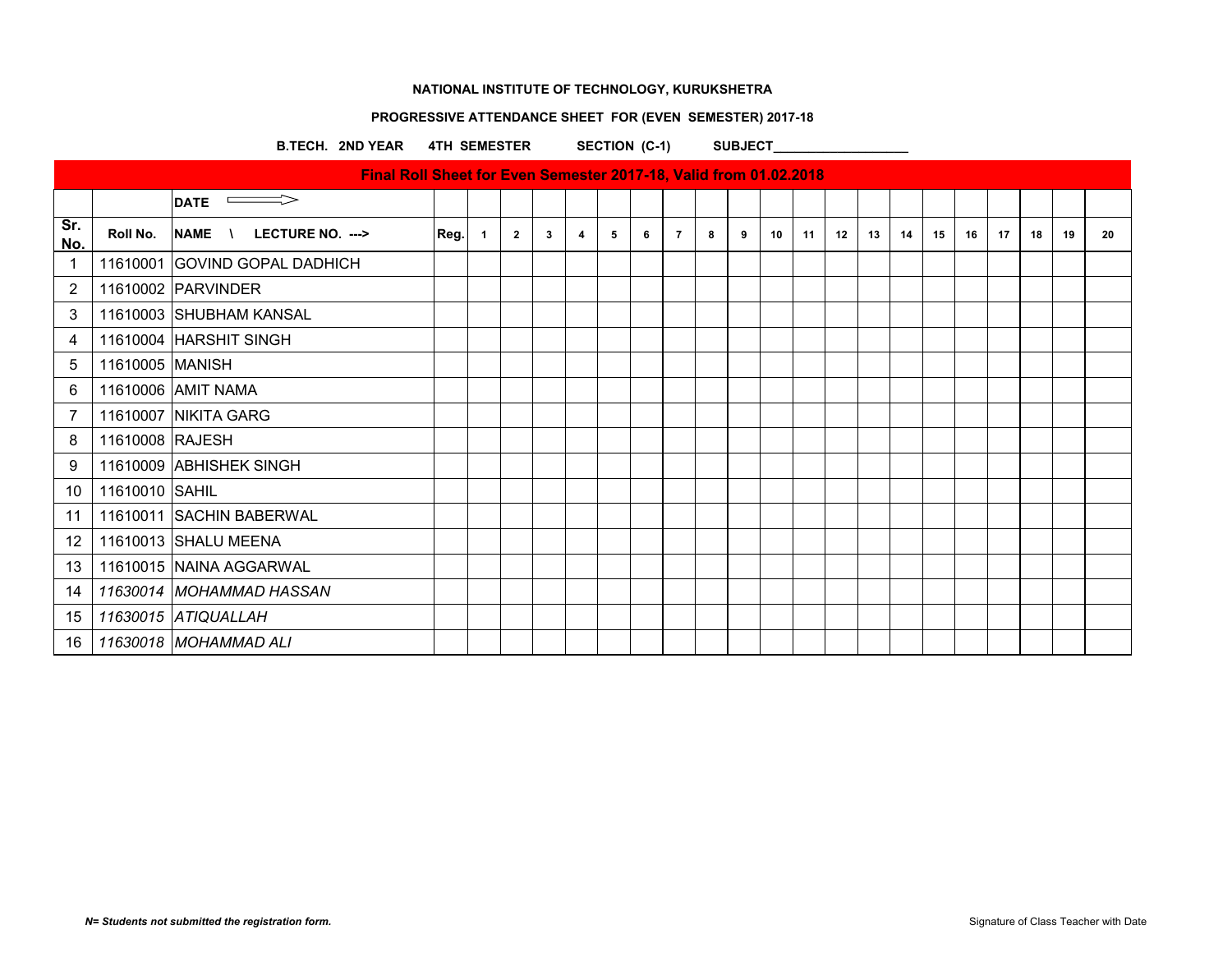**NATIONAL INSTITUTE OF TECHNOLOGY, KURUKSHETRA**

**PROGRESSIVE ATTENDANCE SHEET FOR (EVEN SEMESTER) 2017-18**

**B.TECH. 2ND YEAR 4TH SEMESTER SECTION (C-1) SUBJECT___________________**

| Final Roll Sheet for Even Semester 2017-18, Valid from 01.02.2018 | | | | | | | | | | | | | | | | | | | | | | | |
|---|---|---|---|---|---|---|---|---|---|---|---|---|---|---|---|---|---|---|---|---|---|---|---|
| | | DATE ⟹ | | | | | | | | | | | | | | | | | | | | | |
| Sr. No. | Roll No. | NAME \ LECTURE NO. ---> | Reg. | 1 | 2 | 3 | 4 | 5 | 6 | 7 | 8 | 9 | 10 | 11 | 12 | 13 | 14 | 15 | 16 | 17 | 18 | 19 | 20 |
| 1 | 11610001 | GOVIND GOPAL DADHICH | | | | | | | | | | | | | | | | | | | | | |
| 2 | 11610002 | PARVINDER | | | | | | | | | | | | | | | | | | | | | |
| 3 | 11610003 | SHUBHAM KANSAL | | | | | | | | | | | | | | | | | | | | | |
| 4 | 11610004 | HARSHIT SINGH | | | | | | | | | | | | | | | | | | | | | |
| 5 | 11610005 | MANISH | | | | | | | | | | | | | | | | | | | | | |
| 6 | 11610006 | AMIT NAMA | | | | | | | | | | | | | | | | | | | | | |
| 7 | 11610007 | NIKITA GARG | | | | | | | | | | | | | | | | | | | | | |
| 8 | 11610008 | RAJESH | | | | | | | | | | | | | | | | | | | | | |
| 9 | 11610009 | ABHISHEK SINGH | | | | | | | | | | | | | | | | | | | | | |
| 10 | 11610010 | SAHIL | | | | | | | | | | | | | | | | | | | | | |
| 11 | 11610011 | SACHIN BABERWAL | | | | | | | | | | | | | | | | | | | | | |
| 12 | 11610013 | SHALU MEENA | | | | | | | | | | | | | | | | | | | | | |
| 13 | 11610015 | NAINA AGGARWAL | | | | | | | | | | | | | | | | | | | | | |
| 14 | *11630014* | *MOHAMMAD HASSAN* | | | | | | | | | | | | | | | | | | | | | |
| 15 | *11630015* | *ATIQUALLAH* | | | | | | | | | | | | | | | | | | | | | |
| 16 | *11630018* | *MOHAMMAD ALI* | | | | | | | | | | | | | | | | | | | | | |

***N= Students not submitted the registration form.***

Signature of Class Teacher with Date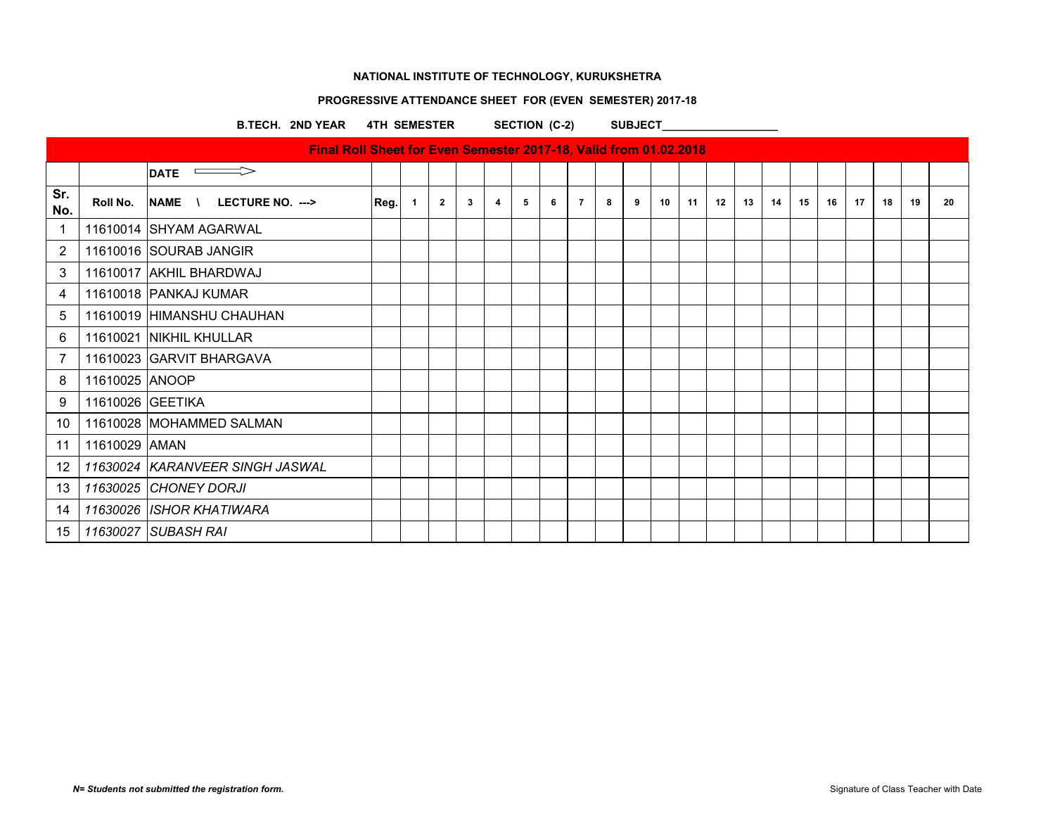**NATIONAL INSTITUTE OF TECHNOLOGY, KURUKSHETRA**

**PROGRESSIVE ATTENDANCE SHEET FOR (EVEN SEMESTER) 2017-18**

**B.TECH. 2ND YEAR 4TH SEMESTER SECTION (C-2) SUBJECT___________________**

| Final Roll Sheet for Even Semester 2017-18, Valid from 01.02.2018 | | | | | | | | | | | | | | | | | | | | | | | |
|---|---|---|---|---|---|---|---|---|---|---|---|---|---|---|---|---|---|---|---|---|---|---|---|
| | | DATE ⟹ | | | | | | | | | | | | | | | | | | | | | |
| Sr. No. | Roll No. | NAME \ LECTURE NO. ---> | Reg. | 1 | 2 | 3 | 4 | 5 | 6 | 7 | 8 | 9 | 10 | 11 | 12 | 13 | 14 | 15 | 16 | 17 | 18 | 19 | 20 |
| 1 | 11610014 | SHYAM AGARWAL | | | | | | | | | | | | | | | | | | | | | |
| 2 | 11610016 | SOURAB JANGIR | | | | | | | | | | | | | | | | | | | | | |
| 3 | 11610017 | AKHIL BHARDWAJ | | | | | | | | | | | | | | | | | | | | | |
| 4 | 11610018 | PANKAJ KUMAR | | | | | | | | | | | | | | | | | | | | | |
| 5 | 11610019 | HIMANSHU CHAUHAN | | | | | | | | | | | | | | | | | | | | | |
| 6 | 11610021 | NIKHIL KHULLAR | | | | | | | | | | | | | | | | | | | | | |
| 7 | 11610023 | GARVIT BHARGAVA | | | | | | | | | | | | | | | | | | | | | |
| 8 | 11610025 | ANOOP | | | | | | | | | | | | | | | | | | | | | |
| 9 | 11610026 | GEETIKA | | | | | | | | | | | | | | | | | | | | | |
| 10 | 11610028 | MOHAMMED SALMAN | | | | | | | | | | | | | | | | | | | | | |
| 11 | 11610029 | AMAN | | | | | | | | | | | | | | | | | | | | | |
| 12 | *11630024* | *KARANVEER SINGH JASWAL* | | | | | | | | | | | | | | | | | | | | | |
| 13 | *11630025* | *CHONEY DORJI* | | | | | | | | | | | | | | | | | | | | | |
| 14 | *11630026* | *ISHOR KHATIWARA* | | | | | | | | | | | | | | | | | | | | | |
| 15 | *11630027* | *SUBASH RAI* | | | | | | | | | | | | | | | | | | | | | |

***N= Students not submitted the registration form.***

Signature of Class Teacher with Date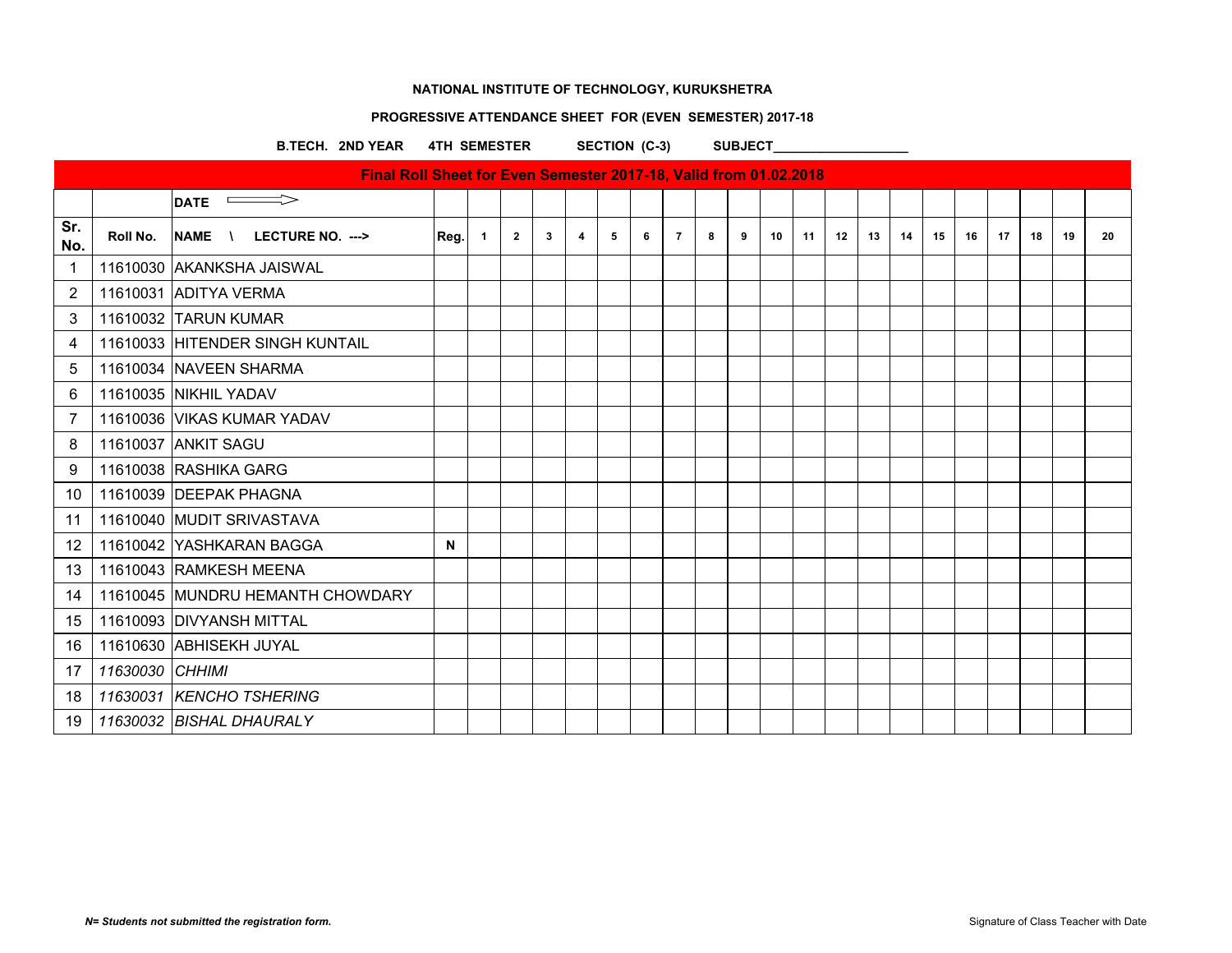**NATIONAL INSTITUTE OF TECHNOLOGY, KURUKSHETRA**

**PROGRESSIVE ATTENDANCE SHEET FOR (EVEN SEMESTER) 2017-18**

**B.TECH. 2ND YEAR 4TH SEMESTER SECTION (C-3) SUBJECT___________________**

**Final Roll Sheet for Even Semester 2017-18, Valid from 01.02.2018**

| | | DATE ⟹ | | | | | | | | | | | | | | | | | | | | | |
|---|---|---|---|---|---|---|---|---|---|---|---|---|---|---|---|---|---|---|---|---|---|---|---|
| Sr. No. | Roll No. | NAME \ LECTURE NO. ---> | Reg. | 1 | 2 | 3 | 4 | 5 | 6 | 7 | 8 | 9 | 10 | 11 | 12 | 13 | 14 | 15 | 16 | 17 | 18 | 19 | 20 |
| 1 | 11610030 | AKANKSHA JAISWAL | | | | | | | | | | | | | | | | | | | | | |
| 2 | 11610031 | ADITYA VERMA | | | | | | | | | | | | | | | | | | | | | |
| 3 | 11610032 | TARUN KUMAR | | | | | | | | | | | | | | | | | | | | | |
| 4 | 11610033 | HITENDER SINGH KUNTAIL | | | | | | | | | | | | | | | | | | | | | |
| 5 | 11610034 | NAVEEN SHARMA | | | | | | | | | | | | | | | | | | | | | |
| 6 | 11610035 | NIKHIL YADAV | | | | | | | | | | | | | | | | | | | | | |
| 7 | 11610036 | VIKAS KUMAR YADAV | | | | | | | | | | | | | | | | | | | | | |
| 8 | 11610037 | ANKIT SAGU | | | | | | | | | | | | | | | | | | | | | |
| 9 | 11610038 | RASHIKA GARG | | | | | | | | | | | | | | | | | | | | | |
| 10 | 11610039 | DEEPAK PHAGNA | | | | | | | | | | | | | | | | | | | | | |
| 11 | 11610040 | MUDIT SRIVASTAVA | | | | | | | | | | | | | | | | | | | | | |
| 12 | 11610042 | YASHKARAN BAGGA | N | | | | | | | | | | | | | | | | | | | | |
| 13 | 11610043 | RAMKESH MEENA | | | | | | | | | | | | | | | | | | | | | |
| 14 | 11610045 | MUNDRU HEMANTH CHOWDARY | | | | | | | | | | | | | | | | | | | | | |
| 15 | 11610093 | DIVYANSH MITTAL | | | | | | | | | | | | | | | | | | | | | |
| 16 | 11610630 | ABHISEKH JUYAL | | | | | | | | | | | | | | | | | | | | | |
| 17 | *11630030* | *CHHIMI* | | | | | | | | | | | | | | | | | | | | | |
| 18 | *11630031* | *KENCHO TSHERING* | | | | | | | | | | | | | | | | | | | | | |
| 19 | *11630032* | *BISHAL DHAURALY* | | | | | | | | | | | | | | | | | | | | | |

***N= Students not submitted the registration form.***

Signature of Class Teacher with Date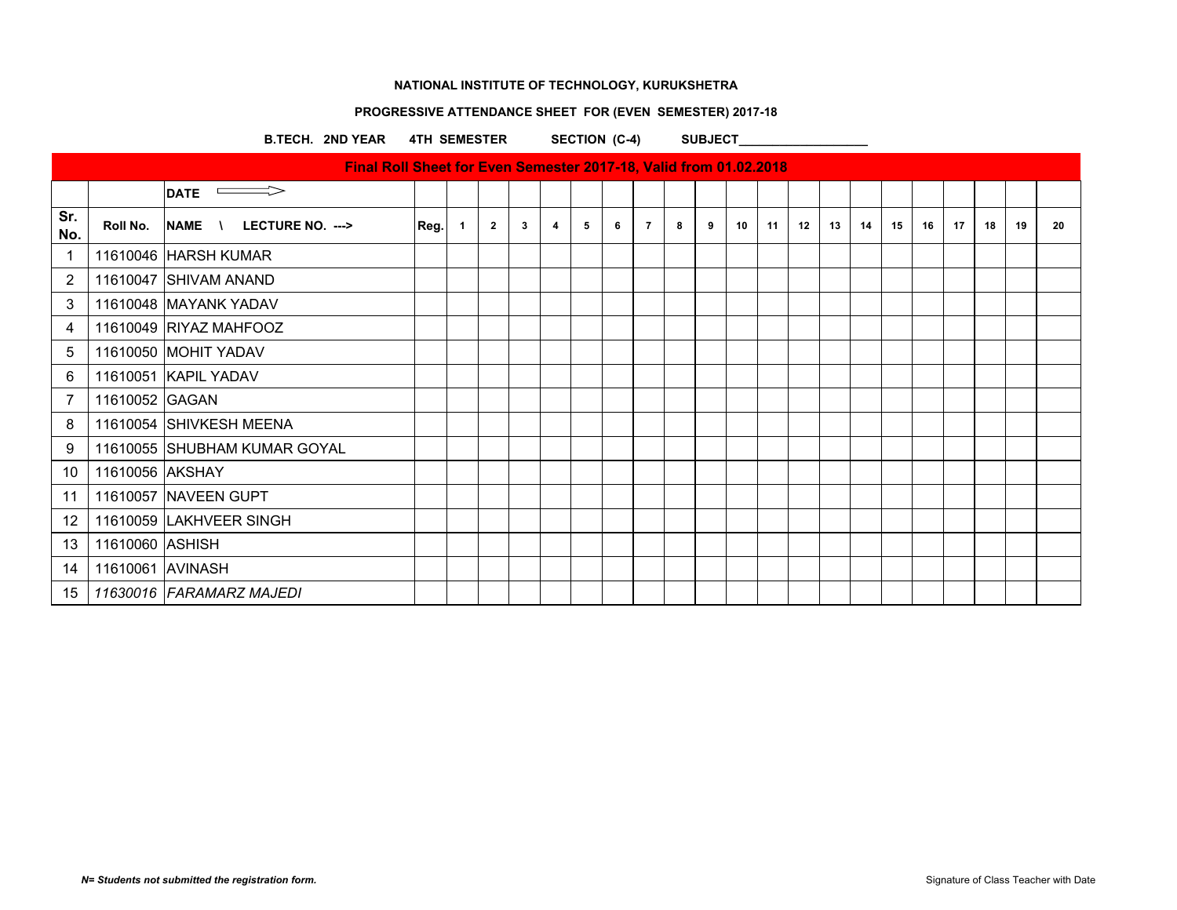**NATIONAL INSTITUTE OF TECHNOLOGY, KURUKSHETRA**

**PROGRESSIVE ATTENDANCE SHEET FOR (EVEN SEMESTER) 2017-18**

**B.TECH. 2ND YEAR 4TH SEMESTER SECTION (C-4) SUBJECT___________________**

| Final Roll Sheet for Even Semester 2017-18, Valid from 01.02.2018 | | | | | | | | | | | | | | | | | | | | | | | |
|---|---|---|---|---|---|---|---|---|---|---|---|---|---|---|---|---|---|---|---|---|---|---|---|
| | | **DATE** ⟹ | | | | | | | | | | | | | | | | | | | | | |
| **Sr. No.** | **Roll No.** | **NAME \ LECTURE NO. --->** | **Reg.** | **1** | **2** | **3** | **4** | **5** | **6** | **7** | **8** | **9** | **10** | **11** | **12** | **13** | **14** | **15** | **16** | **17** | **18** | **19** | **20** |
| 1 | 11610046 | HARSH KUMAR | | | | | | | | | | | | | | | | | | | | | |
| 2 | 11610047 | SHIVAM ANAND | | | | | | | | | | | | | | | | | | | | | |
| 3 | 11610048 | MAYANK YADAV | | | | | | | | | | | | | | | | | | | | | |
| 4 | 11610049 | RIYAZ MAHFOOZ | | | | | | | | | | | | | | | | | | | | | |
| 5 | 11610050 | MOHIT YADAV | | | | | | | | | | | | | | | | | | | | | |
| 6 | 11610051 | KAPIL YADAV | | | | | | | | | | | | | | | | | | | | | |
| 7 | 11610052 | GAGAN | | | | | | | | | | | | | | | | | | | | | |
| 8 | 11610054 | SHIVKESH MEENA | | | | | | | | | | | | | | | | | | | | | |
| 9 | 11610055 | SHUBHAM KUMAR GOYAL | | | | | | | | | | | | | | | | | | | | | |
| 10 | 11610056 | AKSHAY | | | | | | | | | | | | | | | | | | | | | |
| 11 | 11610057 | NAVEEN GUPT | | | | | | | | | | | | | | | | | | | | | |
| 12 | 11610059 | LAKHVEER SINGH | | | | | | | | | | | | | | | | | | | | | |
| 13 | 11610060 | ASHISH | | | | | | | | | | | | | | | | | | | | | |
| 14 | 11610061 | AVINASH | | | | | | | | | | | | | | | | | | | | | |
| 15 | *11630016* | *FARAMARZ MAJEDI* | | | | | | | | | | | | | | | | | | | | | |

***N= Students not submitted the registration form.***

Signature of Class Teacher with Date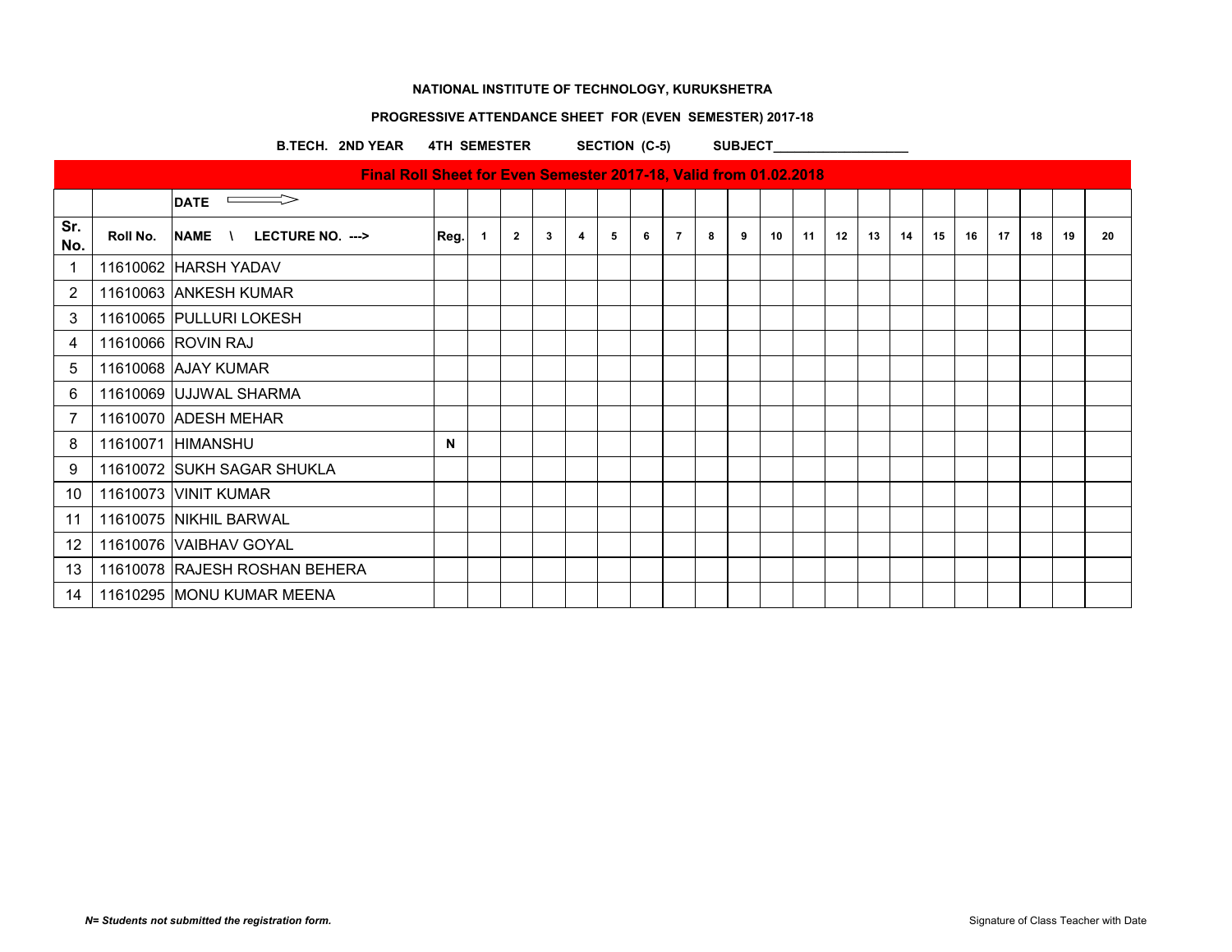**NATIONAL INSTITUTE OF TECHNOLOGY, KURUKSHETRA**

**PROGRESSIVE ATTENDANCE SHEET FOR (EVEN SEMESTER) 2017-18**

**B.TECH. 2ND YEAR 4TH SEMESTER SECTION (C-5) SUBJECT___________________**

| Final Roll Sheet for Even Semester 2017-18, Valid from 01.02.2018 | | | | | | | | | | | | | | | | | | | | | | | |
|---|---|---|---|---|---|---|---|---|---|---|---|---|---|---|---|---|---|---|---|---|---|---|---|
| | | DATE ⟹ | | | | | | | | | | | | | | | | | | | | | |
| Sr. No. | Roll No. | NAME \ LECTURE NO. ---> | Reg. | 1 | 2 | 3 | 4 | 5 | 6 | 7 | 8 | 9 | 10 | 11 | 12 | 13 | 14 | 15 | 16 | 17 | 18 | 19 | 20 |
| 1 | 11610062 | HARSH YADAV | | | | | | | | | | | | | | | | | | | | | |
| 2 | 11610063 | ANKESH KUMAR | | | | | | | | | | | | | | | | | | | | | |
| 3 | 11610065 | PULLURI LOKESH | | | | | | | | | | | | | | | | | | | | | |
| 4 | 11610066 | ROVIN RAJ | | | | | | | | | | | | | | | | | | | | | |
| 5 | 11610068 | AJAY KUMAR | | | | | | | | | | | | | | | | | | | | | |
| 6 | 11610069 | UJJWAL SHARMA | | | | | | | | | | | | | | | | | | | | | |
| 7 | 11610070 | ADESH MEHAR | | | | | | | | | | | | | | | | | | | | | |
| 8 | 11610071 | HIMANSHU | N | | | | | | | | | | | | | | | | | | | | |
| 9 | 11610072 | SUKH SAGAR SHUKLA | | | | | | | | | | | | | | | | | | | | | |
| 10 | 11610073 | VINIT KUMAR | | | | | | | | | | | | | | | | | | | | | |
| 11 | 11610075 | NIKHIL BARWAL | | | | | | | | | | | | | | | | | | | | | |
| 12 | 11610076 | VAIBHAV GOYAL | | | | | | | | | | | | | | | | | | | | | |
| 13 | 11610078 | RAJESH ROSHAN BEHERA | | | | | | | | | | | | | | | | | | | | | |
| 14 | 11610295 | MONU KUMAR MEENA | | | | | | | | | | | | | | | | | | | | | |

***N= Students not submitted the registration form.***

Signature of Class Teacher with Date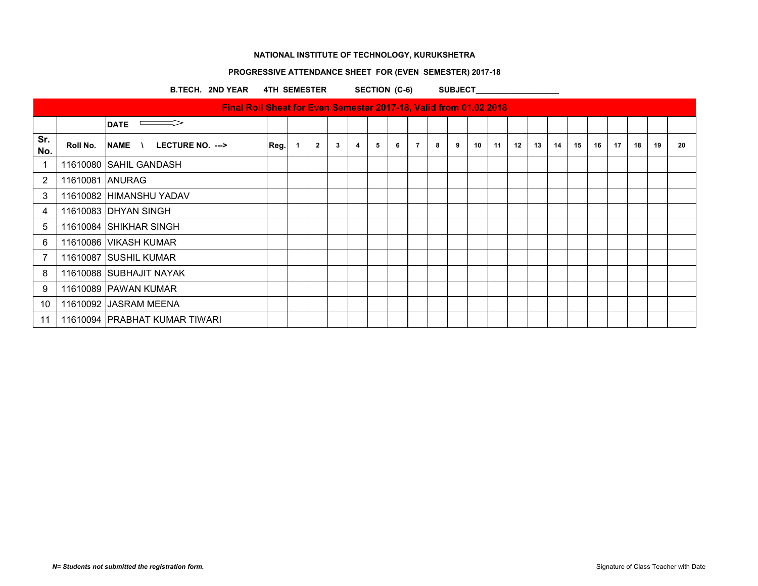**NATIONAL INSTITUTE OF TECHNOLOGY, KURUKSHETRA**

**PROGRESSIVE ATTENDANCE SHEET FOR (EVEN SEMESTER) 2017-18**

**B.TECH. 2ND YEAR 4TH SEMESTER SECTION (C-6) SUBJECT___________________**

**Final Roll Sheet for Even Semester 2017-18, Valid from 01.02.2018**

| | | DATE ⟹ | | | | | | | | | | | | | | | | | | | | | |
|---|---|---|---|---|---|---|---|---|---|---|---|---|---|---|---|---|---|---|---|---|---|---|---|
| Sr. No. | Roll No. | NAME \ LECTURE NO. ---> | Reg. | 1 | 2 | 3 | 4 | 5 | 6 | 7 | 8 | 9 | 10 | 11 | 12 | 13 | 14 | 15 | 16 | 17 | 18 | 19 | 20 |
| 1 | 11610080 | SAHIL GANDASH | | | | | | | | | | | | | | | | | | | | | |
| 2 | 11610081 | ANURAG | | | | | | | | | | | | | | | | | | | | | |
| 3 | 11610082 | HIMANSHU YADAV | | | | | | | | | | | | | | | | | | | | | |
| 4 | 11610083 | DHYAN SINGH | | | | | | | | | | | | | | | | | | | | | |
| 5 | 11610084 | SHIKHAR SINGH | | | | | | | | | | | | | | | | | | | | | |
| 6 | 11610086 | VIKASH KUMAR | | | | | | | | | | | | | | | | | | | | | |
| 7 | 11610087 | SUSHIL KUMAR | | | | | | | | | | | | | | | | | | | | | |
| 8 | 11610088 | SUBHAJIT NAYAK | | | | | | | | | | | | | | | | | | | | | |
| 9 | 11610089 | PAWAN KUMAR | | | | | | | | | | | | | | | | | | | | | |
| 10 | 11610092 | JASRAM MEENA | | | | | | | | | | | | | | | | | | | | | |
| 11 | 11610094 | PRABHAT KUMAR TIWARI | | | | | | | | | | | | | | | | | | | | | |

*N= Students not submitted the registration form.*

Signature of Class Teacher with Date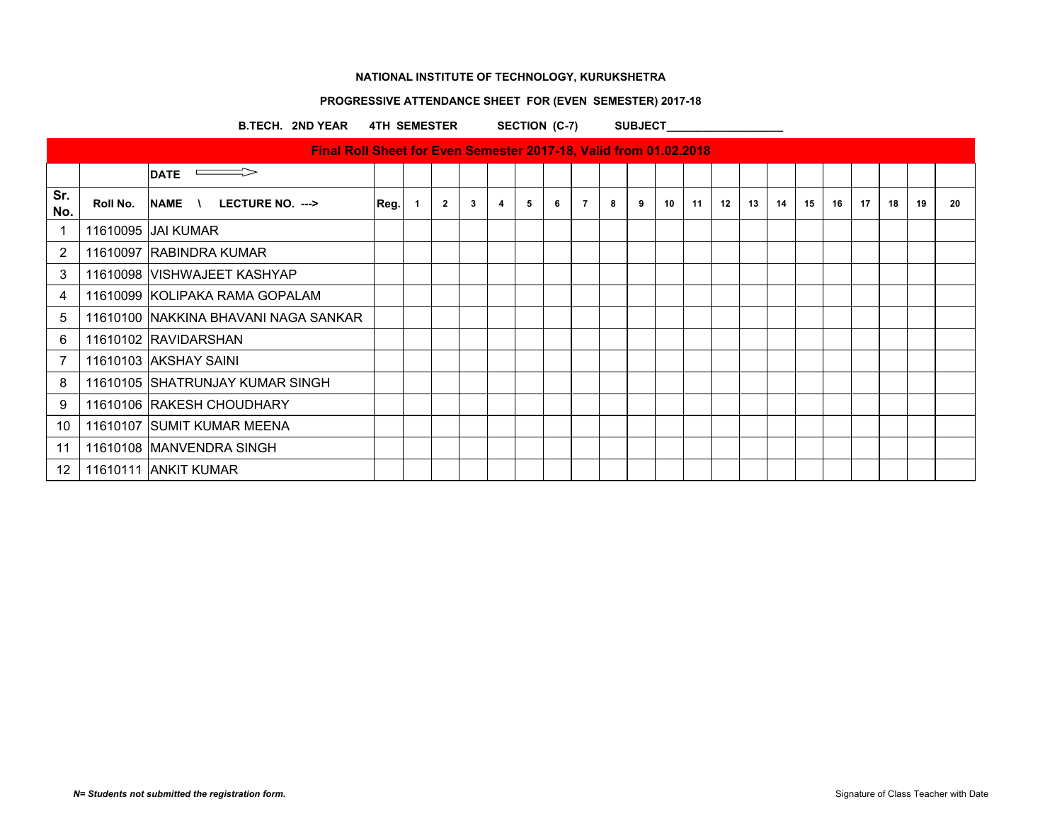**NATIONAL INSTITUTE OF TECHNOLOGY, KURUKSHETRA**

**PROGRESSIVE ATTENDANCE SHEET FOR (EVEN SEMESTER) 2017-18**

**B.TECH. 2ND YEAR 4TH SEMESTER SECTION (C-7) SUBJECT___________________**

| Final Roll Sheet for Even Semester 2017-18, Valid from 01.02.2018 | | | | | | | | | | | | | | | | | | | | | | | |
|---|---|---|---|---|---|---|---|---|---|---|---|---|---|---|---|---|---|---|---|---|---|---|---|
| | | DATE ⟹ | | | | | | | | | | | | | | | | | | | | | |
| Sr. No. | Roll No. | NAME \ LECTURE NO. ---> | Reg. | 1 | 2 | 3 | 4 | 5 | 6 | 7 | 8 | 9 | 10 | 11 | 12 | 13 | 14 | 15 | 16 | 17 | 18 | 19 | 20 |
| 1 | 11610095 | JAI KUMAR | | | | | | | | | | | | | | | | | | | | | |
| 2 | 11610097 | RABINDRA KUMAR | | | | | | | | | | | | | | | | | | | | | |
| 3 | 11610098 | VISHWAJEET KASHYAP | | | | | | | | | | | | | | | | | | | | | |
| 4 | 11610099 | KOLIPAKA RAMA GOPALAM | | | | | | | | | | | | | | | | | | | | | |
| 5 | 11610100 | NAKKINA BHAVANI NAGA SANKAR | | | | | | | | | | | | | | | | | | | | | |
| 6 | 11610102 | RAVIDARSHAN | | | | | | | | | | | | | | | | | | | | | |
| 7 | 11610103 | AKSHAY SAINI | | | | | | | | | | | | | | | | | | | | | |
| 8 | 11610105 | SHATRUNJAY KUMAR SINGH | | | | | | | | | | | | | | | | | | | | | |
| 9 | 11610106 | RAKESH CHOUDHARY | | | | | | | | | | | | | | | | | | | | | |
| 10 | 11610107 | SUMIT KUMAR MEENA | | | | | | | | | | | | | | | | | | | | | |
| 11 | 11610108 | MANVENDRA SINGH | | | | | | | | | | | | | | | | | | | | | |
| 12 | 11610111 | ANKIT KUMAR | | | | | | | | | | | | | | | | | | | | | |

***N= Students not submitted the registration form.***

Signature of Class Teacher with Date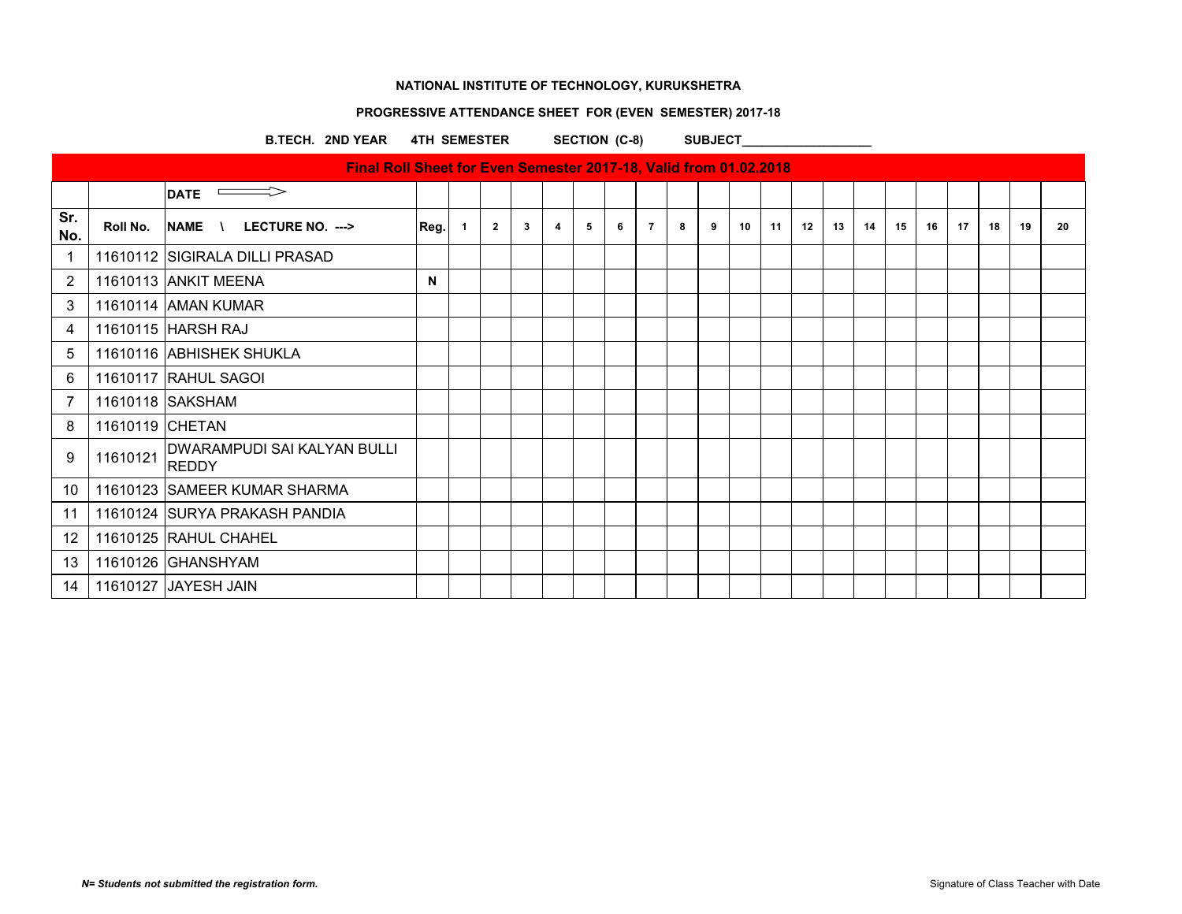**NATIONAL INSTITUTE OF TECHNOLOGY, KURUKSHETRA**

**PROGRESSIVE ATTENDANCE SHEET FOR (EVEN SEMESTER) 2017-18**

**B.TECH. 2ND YEAR 4TH SEMESTER SECTION (C-8) SUBJECT___________________**

**Final Roll Sheet for Even Semester 2017-18, Valid from 01.02.2018**

| | | DATE ⟹ | | | | | | | | | | | | | | | | | | | | | |
|---|---|---|---|---|---|---|---|---|---|---|---|---|---|---|---|---|---|---|---|---|---|---|---|
| Sr. No. | Roll No. | NAME \ LECTURE NO. ---> | Reg. | 1 | 2 | 3 | 4 | 5 | 6 | 7 | 8 | 9 | 10 | 11 | 12 | 13 | 14 | 15 | 16 | 17 | 18 | 19 | 20 |
| 1 | 11610112 | SIGIRALA DILLI PRASAD | | | | | | | | | | | | | | | | | | | | | |
| 2 | 11610113 | ANKIT MEENA | N | | | | | | | | | | | | | | | | | | | | |
| 3 | 11610114 | AMAN KUMAR | | | | | | | | | | | | | | | | | | | | | |
| 4 | 11610115 | HARSH RAJ | | | | | | | | | | | | | | | | | | | | | |
| 5 | 11610116 | ABHISHEK SHUKLA | | | | | | | | | | | | | | | | | | | | | |
| 6 | 11610117 | RAHUL SAGOI | | | | | | | | | | | | | | | | | | | | | |
| 7 | 11610118 | SAKSHAM | | | | | | | | | | | | | | | | | | | | | |
| 8 | 11610119 | CHETAN | | | | | | | | | | | | | | | | | | | | | |
| 9 | 11610121 | DWARAMPUDI SAI KALYAN BULLI REDDY | | | | | | | | | | | | | | | | | | | | | |
| 10 | 11610123 | SAMEER KUMAR SHARMA | | | | | | | | | | | | | | | | | | | | | |
| 11 | 11610124 | SURYA PRAKASH PANDIA | | | | | | | | | | | | | | | | | | | | | |
| 12 | 11610125 | RAHUL CHAHEL | | | | | | | | | | | | | | | | | | | | | |
| 13 | 11610126 | GHANSHYAM | | | | | | | | | | | | | | | | | | | | | |
| 14 | 11610127 | JAYESH JAIN | | | | | | | | | | | | | | | | | | | | | |

***N= Students not submitted the registration form.***

Signature of Class Teacher with Date